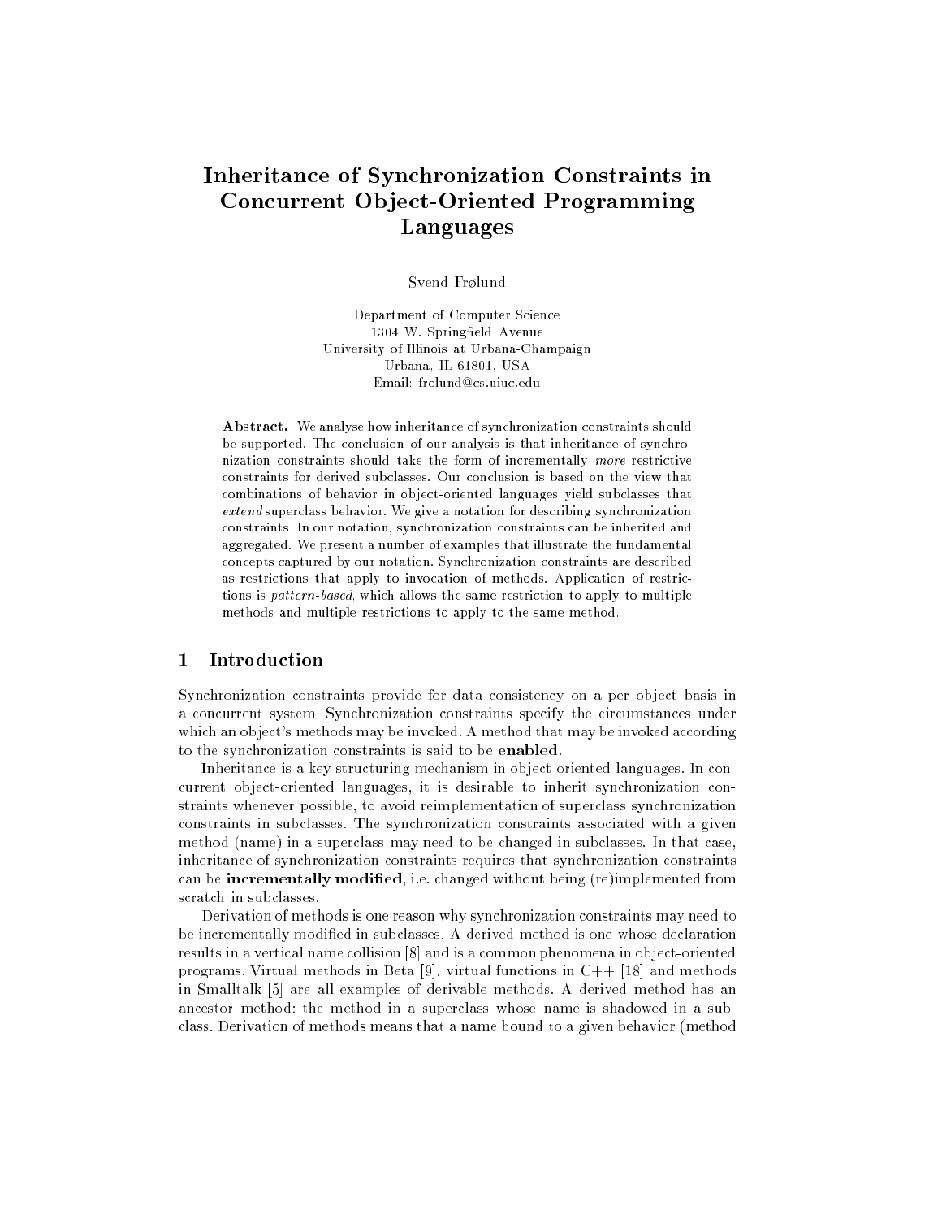# Inheritance of Synchronization Constraints in Concurrent Object-Oriented Programming Languages

Svend Frølund

Department of Computer Science
1304 W. Springfield Avenue
University of Illinois at Urbana-Champaign
Urbana, IL 61801, USA
Email: frolund@cs.uiuc.edu

**Abstract.** We analyse how inheritance of synchronization constraints should be supported. The conclusion of our analysis is that inheritance of synchronization constraints should take the form of incrementally *more* restrictive constraints for derived subclasses. Our conclusion is based on the view that combinations of behavior in object-oriented languages yield subclasses that *extend* superclass behavior. We give a notation for describing synchronization constraints. In our notation, synchronization constraints can be inherited and aggregated. We present a number of examples that illustrate the fundamental concepts captured by our notation. Synchronization constraints are described as restrictions that apply to invocation of methods. Application of restrictions is *pattern-based*, which allows the same restriction to apply to multiple methods and multiple restrictions to apply to the same method.

## 1 Introduction

Synchronization constraints provide for data consistency on a per object basis in a concurrent system. Synchronization constraints specify the circumstances under which an object's methods may be invoked. A method that may be invoked according to the synchronization constraints is said to be **enabled**.

Inheritance is a key structuring mechanism in object-oriented languages. In concurrent object-oriented languages, it is desirable to inherit synchronization constraints whenever possible, to avoid reimplementation of superclass synchronization constraints in subclasses. The synchronization constraints associated with a given method (name) in a superclass may need to be changed in subclasses. In that case, inheritance of synchronization constraints requires that synchronization constraints can be **incrementally modified**, i.e. changed without being (re)implemented from scratch in subclasses.

Derivation of methods is one reason why synchronization constraints may need to be incrementally modified in subclasses. A derived method is one whose declaration results in a vertical name collision [8] and is a common phenomena in object-oriented programs. Virtual methods in Beta [9], virtual functions in C++ [18] and methods in Smalltalk [5] are all examples of derivable methods. A derived method has an ancestor method: the method in a superclass whose name is shadowed in a subclass. Derivation of methods means that a name bound to a given behavior (method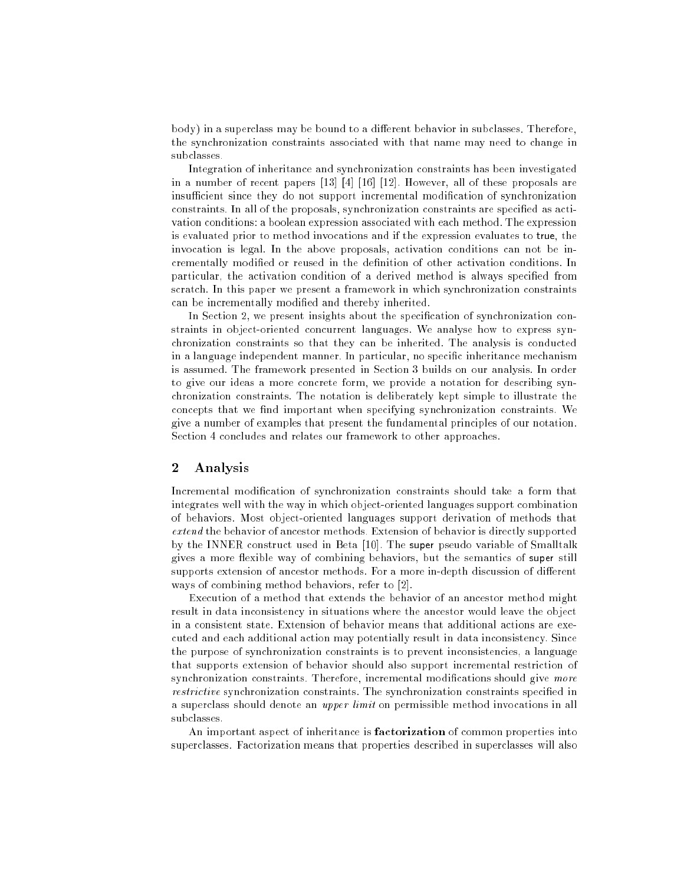body) in a superclass may be bound to a different behavior in subclasses. Therefore, the synchronization constraints associated with that name may need to change in subclasses.

Integration of inheritance and synchronization constraints has been investigated in a number of recent papers [13] [4] [16] [12]. However, all of these proposals are insufficient since they do not support incremental modification of synchronization constraints. In all of the proposals, synchronization constraints are specified as activation conditions: a boolean expression associated with each method. The expression is evaluated prior to method invocations and if the expression evaluates to true, the invocation is legal. In the above proposals, activation conditions can not be incrementally modified or reused in the definition of other activation conditions. In particular, the activation condition of a derived method is always specified from scratch. In this paper we present a framework in which synchronization constraints can be incrementally modified and thereby inherited.

In Section 2, we present insights about the specification of synchronization constraints in object-oriented concurrent languages. We analyse how to express synchronization constraints so that they can be inherited. The analysis is conducted in a language independent manner. In particular, no specific inheritance mechanism is assumed. The framework presented in Section 3 builds on our analysis. In order to give our ideas a more concrete form, we provide a notation for describing synchronization constraints. The notation is deliberately kept simple to illustrate the concepts that we find important when specifying synchronization constraints. We give a number of examples that present the fundamental principles of our notation. Section 4 concludes and relates our framework to other approaches.

## 2 Analysis

Incremental modification of synchronization constraints should take a form that integrates well with the way in which object-oriented languages support combination of behaviors. Most object-oriented languages support derivation of methods that *extend* the behavior of ancestor methods. Extension of behavior is directly supported by the INNER construct used in Beta [10]. The super pseudo variable of Smalltalk gives a more flexible way of combining behaviors, but the semantics of super still supports extension of ancestor methods. For a more in-depth discussion of different ways of combining method behaviors, refer to [2].

Execution of a method that extends the behavior of an ancestor method might result in data inconsistency in situations where the ancestor would leave the object in a consistent state. Extension of behavior means that additional actions are executed and each additional action may potentially result in data inconsistency. Since the purpose of synchronization constraints is to prevent inconsistencies, a language that supports extension of behavior should also support incremental restriction of synchronization constraints. Therefore, incremental modifications should give *more restrictive* synchronization constraints. The synchronization constraints specified in a superclass should denote an *upper limit* on permissible method invocations in all subclasses.

An important aspect of inheritance is **factorization** of common properties into superclasses. Factorization means that properties described in superclasses will also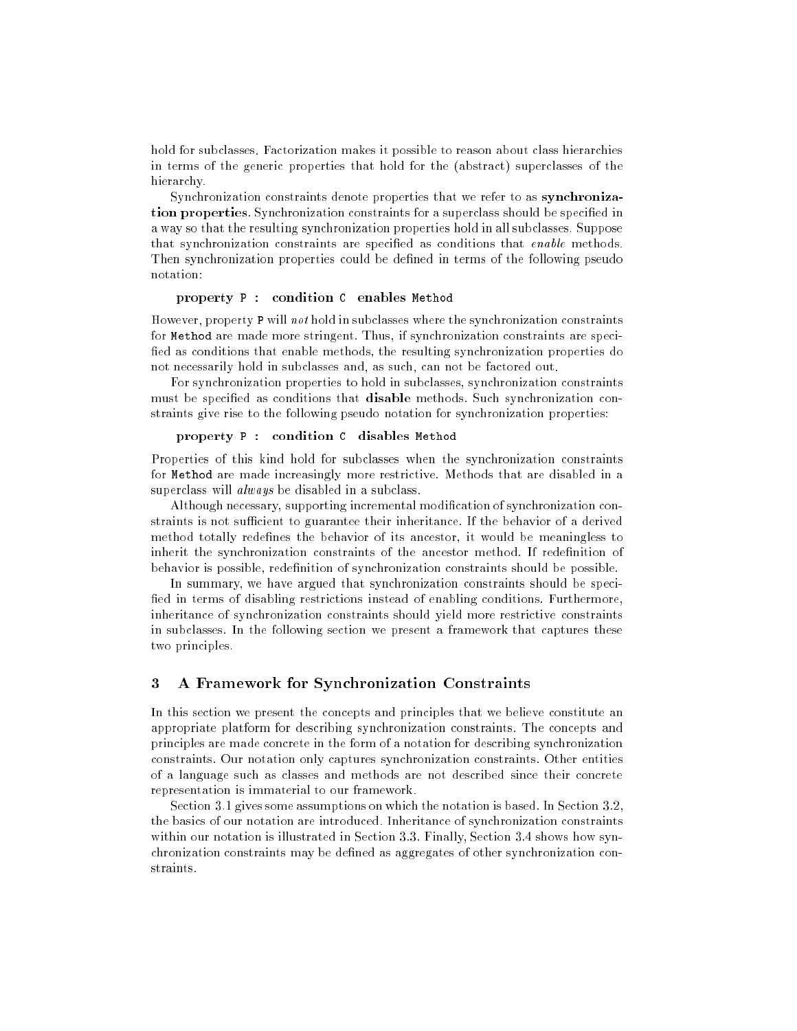hold for subclasses. Factorization makes it possible to reason about class hierarchies in terms of the generic properties that hold for the (abstract) superclasses of the hierarchy.

Synchronization constraints denote properties that we refer to as **synchronization properties**. Synchronization constraints for a superclass should be specified in a way so that the resulting synchronization properties hold in all subclasses. Suppose that synchronization constraints are specified as conditions that *enable* methods. Then synchronization properties could be defined in terms of the following pseudo notation:

**property** `P` **:** **condition** `C` **enables** `Method`

However, property `P` will *not* hold in subclasses where the synchronization constraints for `Method` are made more stringent. Thus, if synchronization constraints are specified as conditions that enable methods, the resulting synchronization properties do not necessarily hold in subclasses and, as such, can not be factored out.

For synchronization properties to hold in subclasses, synchronization constraints must be specified as conditions that **disable** methods. Such synchronization constraints give rise to the following pseudo notation for synchronization properties:

**property** `P` **:** **condition** `C` **disables** `Method`

Properties of this kind hold for subclasses when the synchronization constraints for `Method` are made increasingly more restrictive. Methods that are disabled in a superclass will *always* be disabled in a subclass.

Although necessary, supporting incremental modification of synchronization constraints is not sufficient to guarantee their inheritance. If the behavior of a derived method totally redefines the behavior of its ancestor, it would be meaningless to inherit the synchronization constraints of the ancestor method. If redefinition of behavior is possible, redefinition of synchronization constraints should be possible.

In summary, we have argued that synchronization constraints should be specified in terms of disabling restrictions instead of enabling conditions. Furthermore, inheritance of synchronization constraints should yield more restrictive constraints in subclasses. In the following section we present a framework that captures these two principles.

## 3 A Framework for Synchronization Constraints

In this section we present the concepts and principles that we believe constitute an appropriate platform for describing synchronization constraints. The concepts and principles are made concrete in the form of a notation for describing synchronization constraints. Our notation only captures synchronization constraints. Other entities of a language such as classes and methods are not described since their concrete representation is immaterial to our framework.

Section 3.1 gives some assumptions on which the notation is based. In Section 3.2, the basics of our notation are introduced. Inheritance of synchronization constraints within our notation is illustrated in Section 3.3. Finally, Section 3.4 shows how synchronization constraints may be defined as aggregates of other synchronization constraints.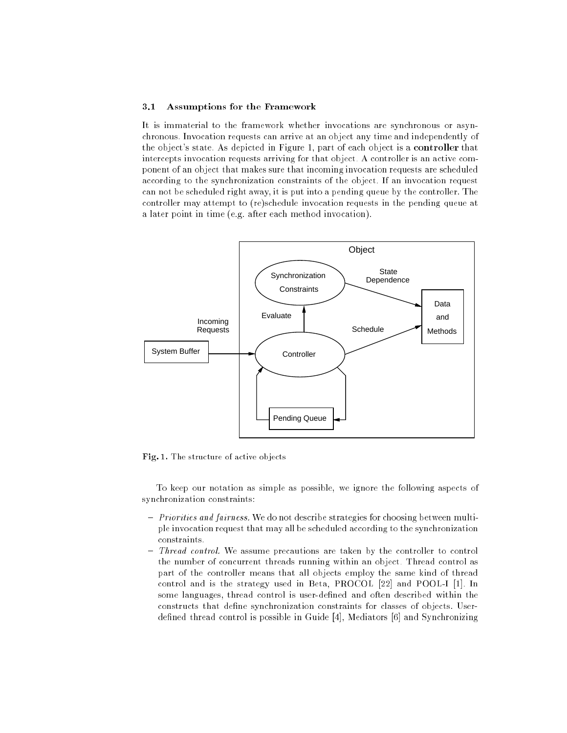### 3.1 Assumptions for the Framework

It is immaterial to the framework whether invocations are synchronous or asynchronous. Invocation requests can arrive at an object any time and independently of the object's state. As depicted in Figure 1, part of each object is a **controller** that intercepts invocation requests arriving for that object. A controller is an active component of an object that makes sure that incoming invocation requests are scheduled according to the synchronization constraints of the object. If an invocation request can not be scheduled right away, it is put into a pending queue by the controller. The controller may attempt to (re)schedule invocation requests in the pending queue at a later point in time (e.g. after each method invocation).

**Fig. 1.** The structure of active objects

To keep our notation as simple as possible, we ignore the following aspects of synchronization constraints:

- *Priorities and fairness.* We do not describe strategies for choosing between multiple invocation request that may all be scheduled according to the synchronization constraints.
- *Thread control.* We assume precautions are taken by the controller to control the number of concurrent threads running within an object. Thread control as part of the controller means that all objects employ the same kind of thread control and is the strategy used in Beta, PROCOL [22] and POOL-I [1]. In some languages, thread control is user-defined and often described within the constructs that define synchronization constraints for classes of objects. User-defined thread control is possible in Guide [4], Mediators [6] and Synchronizing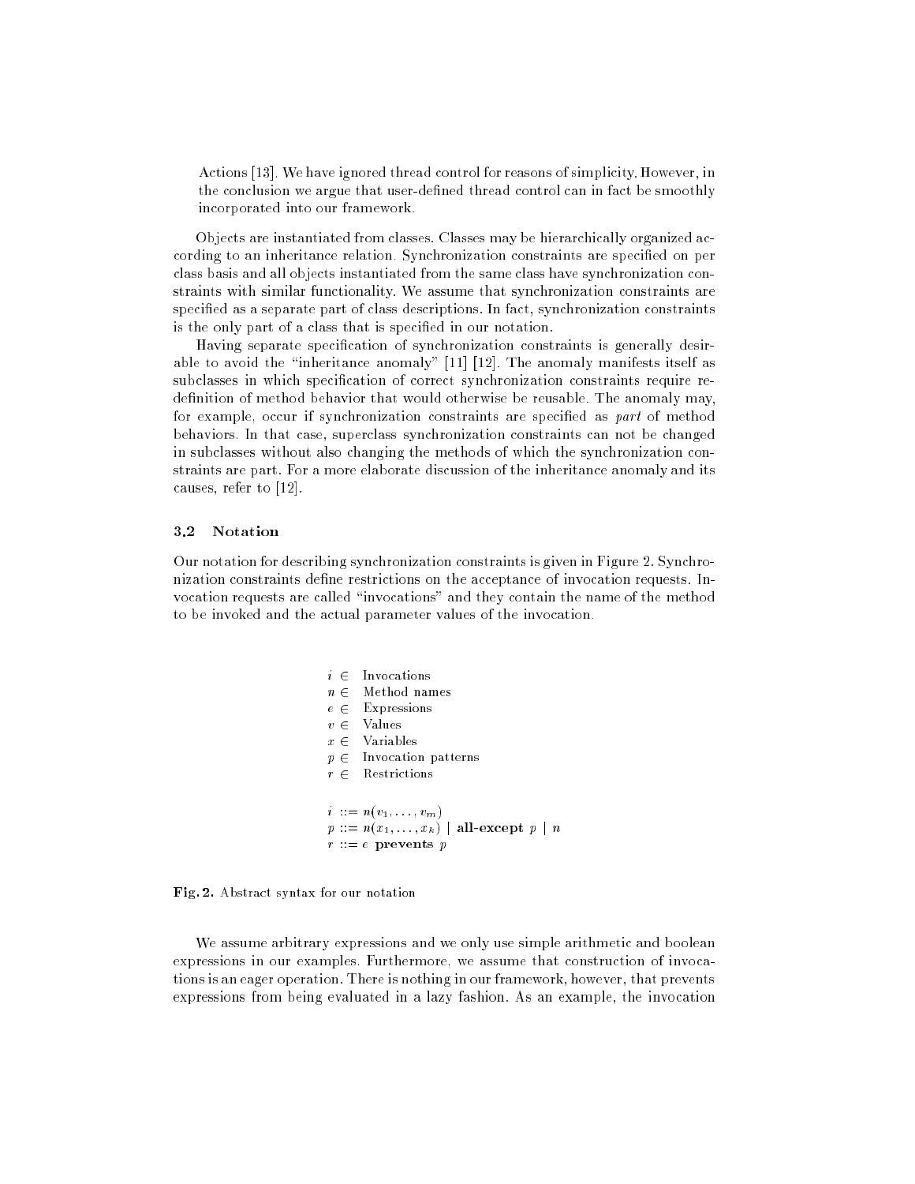Actions [13]. We have ignored thread control for reasons of simplicity. However, in the conclusion we argue that user-defined thread control can in fact be smoothly incorporated into our framework.

Objects are instantiated from classes. Classes may be hierarchically organized according to an inheritance relation. Synchronization constraints are specified on per class basis and all objects instantiated from the same class have synchronization constraints with similar functionality. We assume that synchronization constraints are specified as a separate part of class descriptions. In fact, synchronization constraints is the only part of a class that is specified in our notation.

Having separate specification of synchronization constraints is generally desirable to avoid the "inheritance anomaly" [11] [12]. The anomaly manifests itself as subclasses in which specification of correct synchronization constraints require redefinition of method behavior that would otherwise be reusable. The anomaly may, for example, occur if synchronization constraints are specified as *part* of method behaviors. In that case, superclass synchronization constraints can not be changed in subclasses without also changing the methods of which the synchronization constraints are part. For a more elaborate discussion of the inheritance anomaly and its causes, refer to [12].

### 3.2 Notation

Our notation for describing synchronization constraints is given in Figure 2. Synchronization constraints define restrictions on the acceptance of invocation requests. Invocation requests are called "invocations" and they contain the name of the method to be invoked and the actual parameter values of the invocation.

$i \in$ Invocations
$n \in$ Method names
$e \in$ Expressions
$v \in$ Values
$x \in$ Variables
$p \in$ Invocation patterns
$r \in$ Restrictions

$i ::= n(v_1, \ldots, v_m)$
$p ::= n(x_1, \ldots, x_k) \mid$ **all-except** $p \mid n$
$r ::= e$ **prevents** $p$

**Fig. 2.** Abstract syntax for our notation

We assume arbitrary expressions and we only use simple arithmetic and boolean expressions in our examples. Furthermore, we assume that construction of invocations is an eager operation. There is nothing in our framework, however, that prevents expressions from being evaluated in a lazy fashion. As an example, the invocation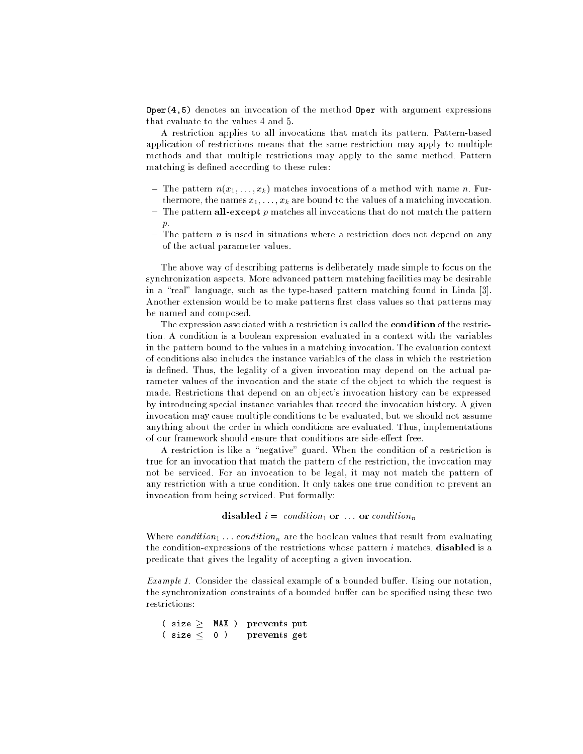`Oper(4,5)` denotes an invocation of the method `Oper` with argument expressions that evaluate to the values 4 and 5.

A restriction applies to all invocations that match its pattern. Pattern-based application of restrictions means that the same restriction may apply to multiple methods and that multiple restrictions may apply to the same method. Pattern matching is defined according to these rules:

- The pattern $n(x_1, \ldots, x_k)$ matches invocations of a method with name $n$. Furthermore, the names $x_1, \ldots, x_k$ are bound to the values of a matching invocation.
- The pattern **all-except** $p$ matches all invocations that do not match the pattern $p$.
- The pattern $n$ is used in situations where a restriction does not depend on any of the actual parameter values.

The above way of describing patterns is deliberately made simple to focus on the synchronization aspects. More advanced pattern matching facilities may be desirable in a "real" language, such as the type-based pattern matching found in Linda [3]. Another extension would be to make patterns first class values so that patterns may be named and composed.

The expression associated with a restriction is called the **condition** of the restriction. A condition is a boolean expression evaluated in a context with the variables in the pattern bound to the values in a matching invocation. The evaluation context of conditions also includes the instance variables of the class in which the restriction is defined. Thus, the legality of a given invocation may depend on the actual parameter values of the invocation and the state of the object to which the request is made. Restrictions that depend on an object's invocation history can be expressed by introducing special instance variables that record the invocation history. A given invocation may cause multiple conditions to be evaluated, but we should not assume anything about the order in which conditions are evaluated. Thus, implementations of our framework should ensure that conditions are side-effect free.

A restriction is like a "negative" guard. When the condition of a restriction is true for an invocation that match the pattern of the restriction, the invocation may not be serviced. For an invocation to be legal, it may not match the pattern of any restriction with a true condition. It only takes one true condition to prevent an invocation from being serviced. Put formally:

$$\textbf{disabled}\ i = \ condition_1\ \textbf{or}\ \ldots\ \textbf{or}\ condition_n$$

Where $condition_1 \ldots condition_n$ are the boolean values that result from evaluating the condition-expressions of the restrictions whose pattern $i$ matches. **disabled** is a predicate that gives the legality of accepting a given invocation.

*Example 1.* Consider the classical example of a bounded buffer. Using our notation, the synchronization constraints of a bounded buffer can be specified using these two restrictions:

```
( size ≥  MAX )  prevents put
( size ≤  0 )    prevents get
```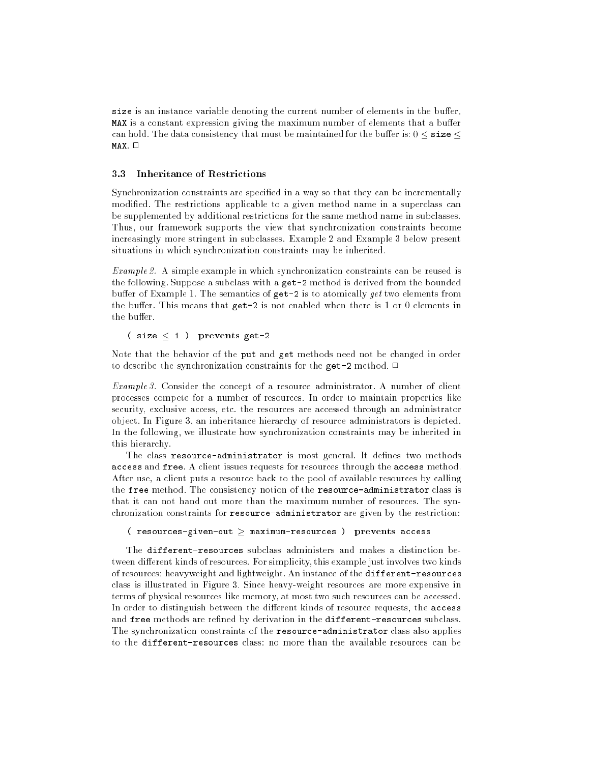`size` is an instance variable denoting the current number of elements in the buffer. `MAX` is a constant expression giving the maximum number of elements that a buffer can hold. The data consistency that must be maintained for the buffer is: $0 \leq$ `size` $\leq$ `MAX`. □

### 3.3 Inheritance of Restrictions

Synchronization constraints are specified in a way so that they can be incrementally modified. The restrictions applicable to a given method name in a superclass can be supplemented by additional restrictions for the same method name in subclasses. Thus, our framework supports the view that synchronization constraints become increasingly more stringent in subclasses. Example 2 and Example 3 below present situations in which synchronization constraints may be inherited.

*Example 2.* A simple example in which synchronization constraints can be reused is the following. Suppose a subclass with a `get-2` method is derived from the bounded buffer of Example 1. The semantics of `get-2` is to atomically *get* two elements from the buffer. This means that `get-2` is not enabled when there is 1 or 0 elements in the buffer.

```
( size ≤ 1 )  prevents get-2
```

Note that the behavior of the `put` and `get` methods need not be changed in order to describe the synchronization constraints for the `get-2` method. □

*Example 3.* Consider the concept of a resource administrator. A number of client processes compete for a number of resources. In order to maintain properties like security, exclusive access, etc. the resources are accessed through an administrator object. In Figure 3, an inheritance hierarchy of resource administrators is depicted. In the following, we illustrate how synchronization constraints may be inherited in this hierarchy.

The class `resource-administrator` is most general. It defines two methods `access` and `free`. A client issues requests for resources through the `access` method. After use, a client puts a resource back to the pool of available resources by calling the `free` method. The consistency notion of the `resource-administrator` class is that it can not hand out more than the maximum number of resources. The synchronization constraints for `resource-administrator` are given by the restriction:

```
( resources-given-out ≥ maximum-resources )  prevents access
```

The `different-resources` subclass administers and makes a distinction between different kinds of resources. For simplicity, this example just involves two kinds of resources: heavyweight and lightweight. An instance of the `different-resources` class is illustrated in Figure 3. Since heavy-weight resources are more expensive in terms of physical resources like memory, at most two such resources can be accessed. In order to distinguish between the different kinds of resource requests, the `access` and `free` methods are refined by derivation in the `different-resources` subclass. The synchronization constraints of the `resource-administrator` class also applies to the `different-resources` class: no more than the available resources can be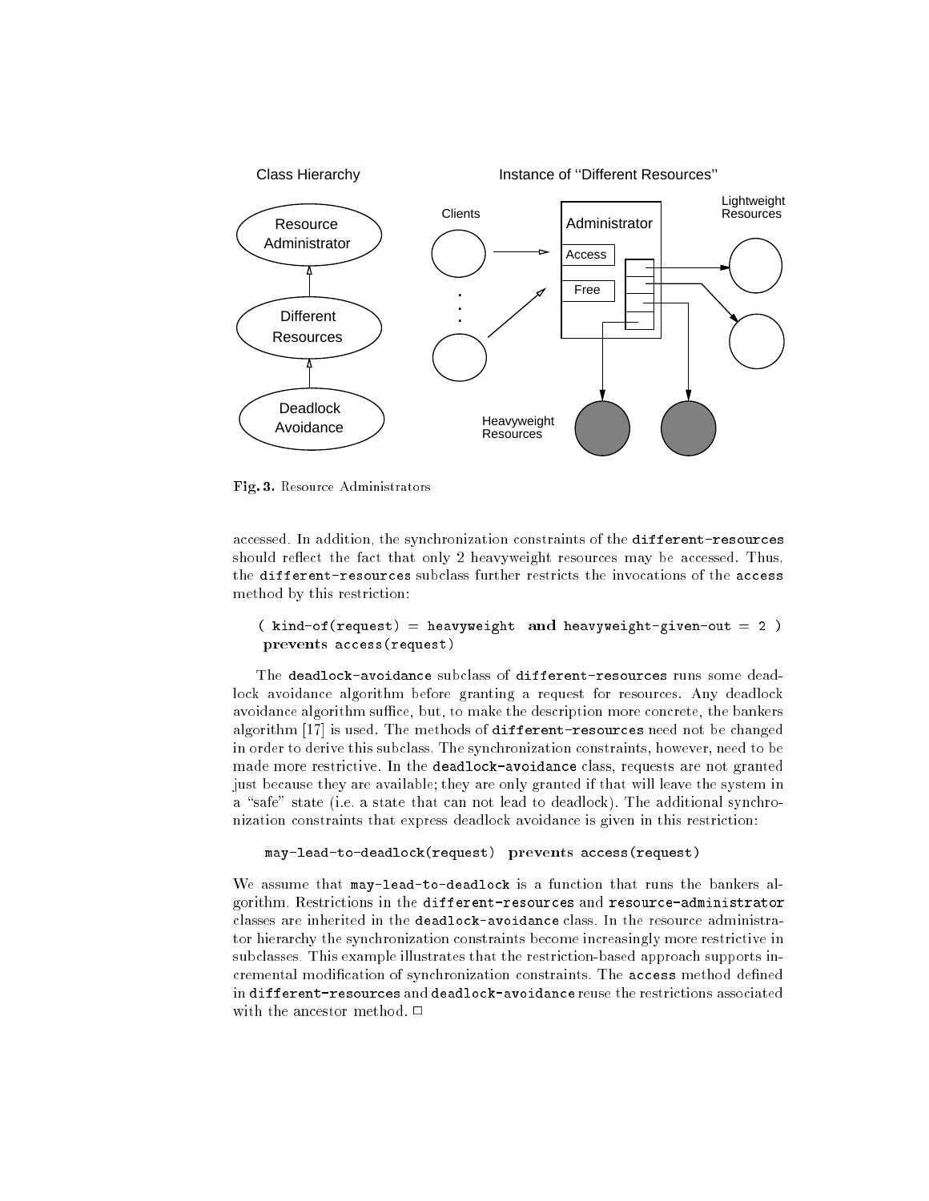Fig. 3. Resource Administrators

accessed. In addition, the synchronization constraints of the `different-resources` should reflect the fact that only 2 heavyweight resources may be accessed. Thus, the `different-resources` subclass further restricts the invocations of the `access` method by this restriction:

```
( kind-of(request) = heavyweight  and heavyweight-given-out = 2 )
 prevents access(request)
```

The `deadlock-avoidance` subclass of `different-resources` runs some deadlock avoidance algorithm before granting a request for resources. Any deadlock avoidance algorithm suffice, but, to make the description more concrete, the bankers algorithm [17] is used. The methods of `different-resources` need not be changed in order to derive this subclass. The synchronization constraints, however, need to be made more restrictive. In the `deadlock-avoidance` class, requests are not granted just because they are available; they are only granted if that will leave the system in a "safe" state (i.e. a state that can not lead to deadlock). The additional synchronization constraints that express deadlock avoidance is given in this restriction:

```
may-lead-to-deadlock(request)  prevents access(request)
```

We assume that `may-lead-to-deadlock` is a function that runs the bankers algorithm. Restrictions in the `different-resources` and `resource-administrator` classes are inherited in the `deadlock-avoidance` class. In the resource administrator hierarchy the synchronization constraints become increasingly more restrictive in subclasses. This example illustrates that the restriction-based approach supports incremental modification of synchronization constraints. The `access` method defined in `different-resources` and `deadlock-avoidance` reuse the restrictions associated with the ancestor method. □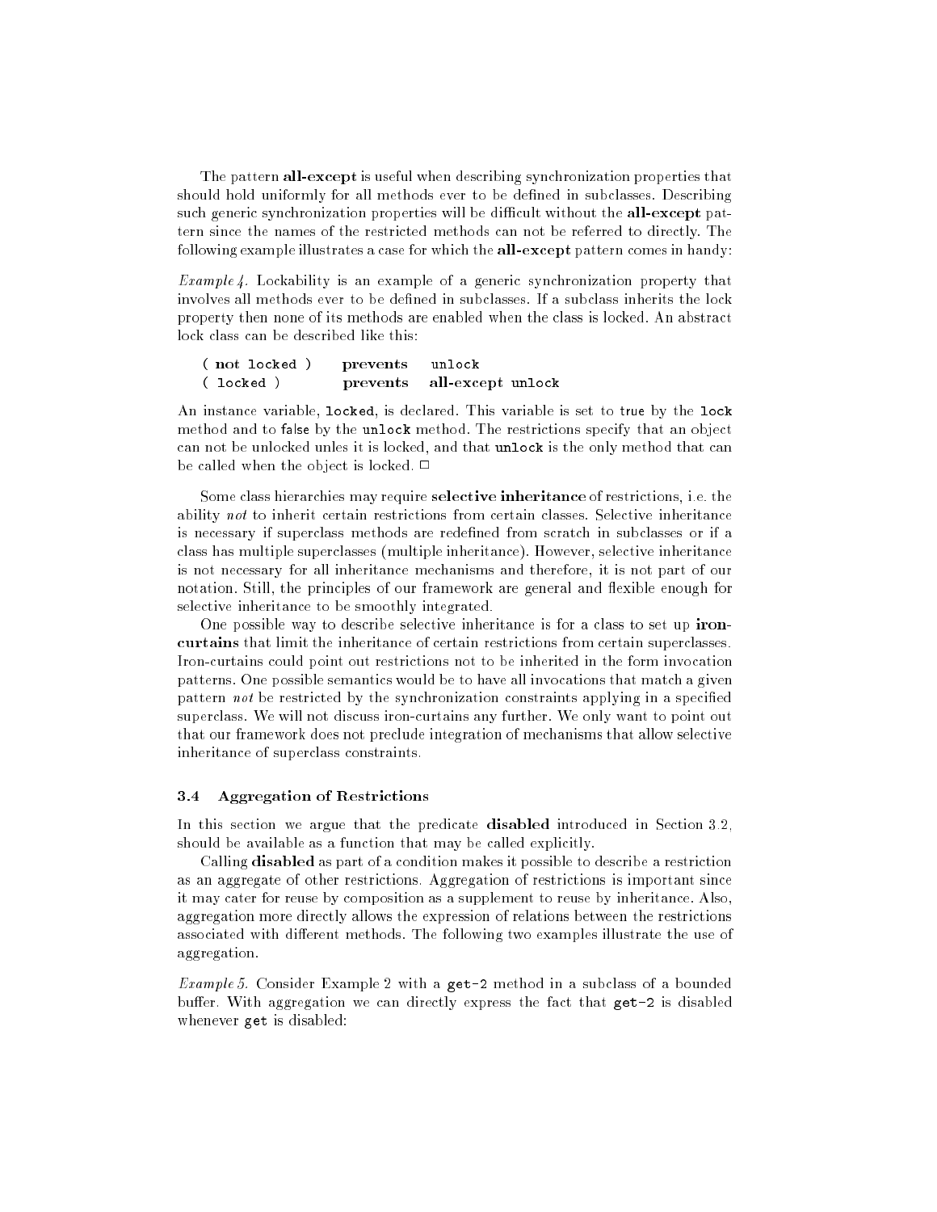The pattern **all-except** is useful when describing synchronization properties that should hold uniformly for all methods ever to be defined in subclasses. Describing such generic synchronization properties will be difficult without the **all-except** pattern since the names of the restricted methods can not be referred to directly. The following example illustrates a case for which the **all-except** pattern comes in handy:

*Example 4.* Lockability is an example of a generic synchronization property that involves all methods ever to be defined in subclasses. If a subclass inherits the lock property then none of its methods are enabled when the class is locked. An abstract lock class can be described like this:

```
( not locked )    prevents   unlock
( locked )        prevents   all-except unlock
```

An instance variable, `locked`, is declared. This variable is set to `true` by the `lock` method and to `false` by the `unlock` method. The restrictions specify that an object can not be unlocked unles it is locked, and that `unlock` is the only method that can be called when the object is locked. □

Some class hierarchies may require **selective inheritance** of restrictions, i.e. the ability *not* to inherit certain restrictions from certain classes. Selective inheritance is necessary if superclass methods are redefined from scratch in subclasses or if a class has multiple superclasses (multiple inheritance). However, selective inheritance is not necessary for all inheritance mechanisms and therefore, it is not part of our notation. Still, the principles of our framework are general and flexible enough for selective inheritance to be smoothly integrated.

One possible way to describe selective inheritance is for a class to set up **iron-curtains** that limit the inheritance of certain restrictions from certain superclasses. Iron-curtains could point out restrictions not to be inherited in the form invocation patterns. One possible semantics would be to have all invocations that match a given pattern *not* be restricted by the synchronization constraints applying in a specified superclass. We will not discuss iron-curtains any further. We only want to point out that our framework does not preclude integration of mechanisms that allow selective inheritance of superclass constraints.

### 3.4 Aggregation of Restrictions

In this section we argue that the predicate **disabled** introduced in Section 3.2, should be available as a function that may be called explicitly.

Calling **disabled** as part of a condition makes it possible to describe a restriction as an aggregate of other restrictions. Aggregation of restrictions is important since it may cater for reuse by composition as a supplement to reuse by inheritance. Also, aggregation more directly allows the expression of relations between the restrictions associated with different methods. The following two examples illustrate the use of aggregation.

*Example 5.* Consider Example 2 with a `get-2` method in a subclass of a bounded buffer. With aggregation we can directly express the fact that `get-2` is disabled whenever `get` is disabled: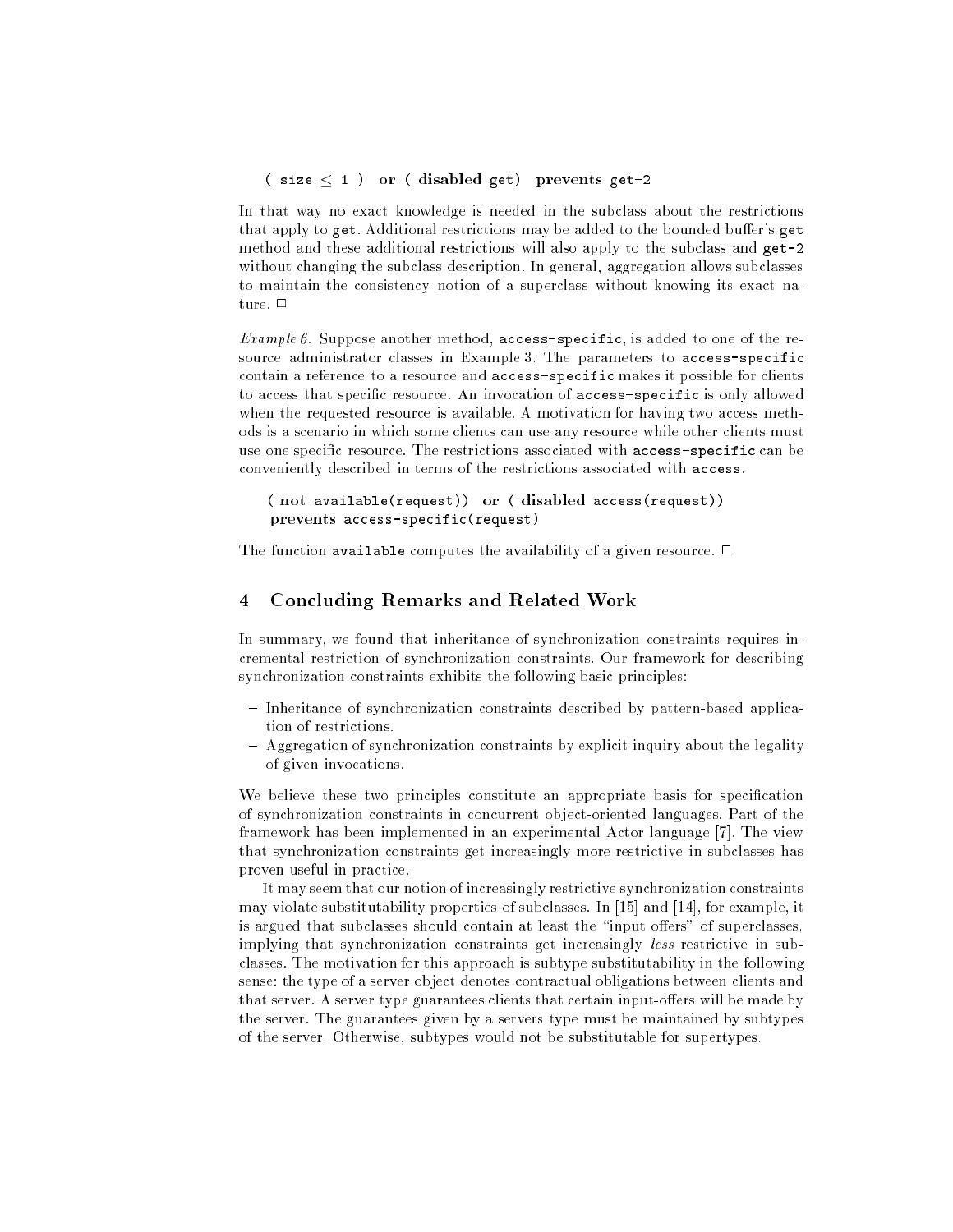```
( size ≤ 1 )  or ( disabled get)  prevents get-2
```

In that way no exact knowledge is needed in the subclass about the restrictions that apply to `get`. Additional restrictions may be added to the bounded buffer's `get` method and these additional restrictions will also apply to the subclass and `get-2` without changing the subclass description. In general, aggregation allows subclasses to maintain the consistency notion of a superclass without knowing its exact nature. □

*Example 6.* Suppose another method, `access-specific`, is added to one of the resource administrator classes in Example 3. The parameters to `access-specific` contain a reference to a resource and `access-specific` makes it possible for clients to access that specific resource. An invocation of `access-specific` is only allowed when the requested resource is available. A motivation for having two access methods is a scenario in which some clients can use any resource while other clients must use one specific resource. The restrictions associated with `access-specific` can be conveniently described in terms of the restrictions associated with `access`.

```
( not available(request))  or ( disabled access(request))
prevents access-specific(request)
```

The function `available` computes the availability of a given resource. □

## 4 Concluding Remarks and Related Work

In summary, we found that inheritance of synchronization constraints requires incremental restriction of synchronization constraints. Our framework for describing synchronization constraints exhibits the following basic principles:

- Inheritance of synchronization constraints described by pattern-based application of restrictions.
- Aggregation of synchronization constraints by explicit inquiry about the legality of given invocations.

We believe these two principles constitute an appropriate basis for specification of synchronization constraints in concurrent object-oriented languages. Part of the framework has been implemented in an experimental Actor language [7]. The view that synchronization constraints get increasingly more restrictive in subclasses has proven useful in practice.

It may seem that our notion of increasingly restrictive synchronization constraints may violate substitutability properties of subclasses. In [15] and [14], for example, it is argued that subclasses should contain at least the "input offers" of superclasses, implying that synchronization constraints get increasingly *less* restrictive in subclasses. The motivation for this approach is subtype substitutability in the following sense: the type of a server object denotes contractual obligations between clients and that server. A server type guarantees clients that certain input-offers will be made by the server. The guarantees given by a servers type must be maintained by subtypes of the server. Otherwise, subtypes would not be substitutable for supertypes.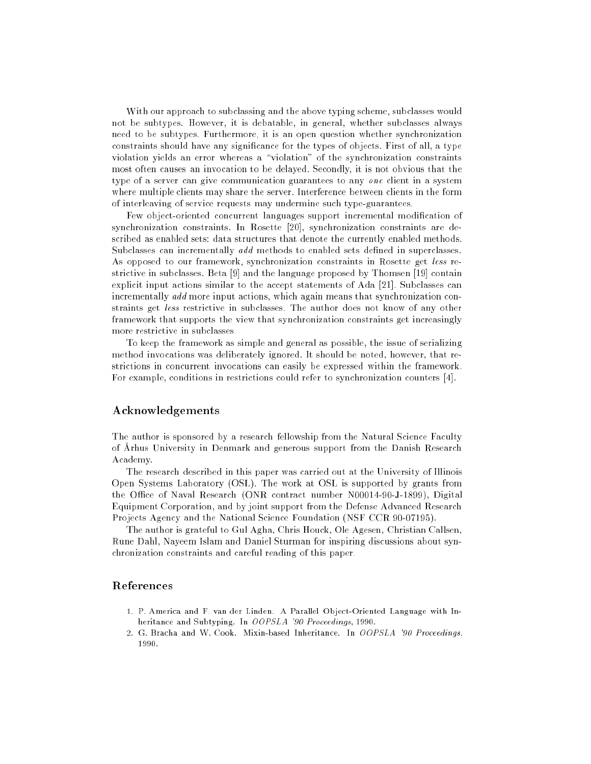With our approach to subclassing and the above typing scheme, subclasses would not be subtypes. However, it is debatable, in general, whether subclasses always need to be subtypes. Furthermore, it is an open question whether synchronization constraints should have any significance for the types of objects. First of all, a type violation yields an error whereas a "violation" of the synchronization constraints most often causes an invocation to be delayed. Secondly, it is not obvious that the type of a server can give communication guarantees to any *one* client in a system where multiple clients may share the server. Interference between clients in the form of interleaving of service requests may undermine such type-guarantees.

Few object-oriented concurrent languages support incremental modification of synchronization constraints. In Rosette [20], synchronization constraints are described as enabled sets: data structures that denote the currently enabled methods. Subclasses can incrementally *add* methods to enabled sets defined in superclasses. As opposed to our framework, synchronization constraints in Rosette get *less* restrictive in subclasses. Beta [9] and the language proposed by Thomsen [19] contain explicit input actions similar to the accept statements of Ada [21]. Subclasses can incrementally *add* more input actions, which again means that synchronization constraints get *less* restrictive in subclasses. The author does not know of any other framework that supports the view that synchronization constraints get increasingly more restrictive in subclasses.

To keep the framework as simple and general as possible, the issue of serializing method invocations was deliberately ignored. It should be noted, however, that restrictions in concurrent invocations can easily be expressed within the framework. For example, conditions in restrictions could refer to synchronization counters [4].

## Acknowledgements

The author is sponsored by a research fellowship from the Natural Science Faculty of Århus University in Denmark and generous support from the Danish Research Academy.

The research described in this paper was carried out at the University of Illinois Open Systems Laboratory (OSL). The work at OSL is supported by grants from the Office of Naval Research (ONR contract number N00014-90-J-1899), Digital Equipment Corporation, and by joint support from the Defense Advanced Research Projects Agency and the National Science Foundation (NSF CCR 90-07195).

The author is grateful to Gul Agha, Chris Houck, Ole Agesen, Christian Callsen, Rune Dahl, Nayeem Islam and Daniel Sturman for inspiring discussions about synchronization constraints and careful reading of this paper.

## References

1. P. America and F. van der Linden. A Parallel Object-Oriented Language with Inheritance and Subtyping. In *OOPSLA '90 Proceedings*, 1990.
2. G. Bracha and W. Cook. Mixin-based Inheritance. In *OOPSLA '90 Proceedings*, 1990.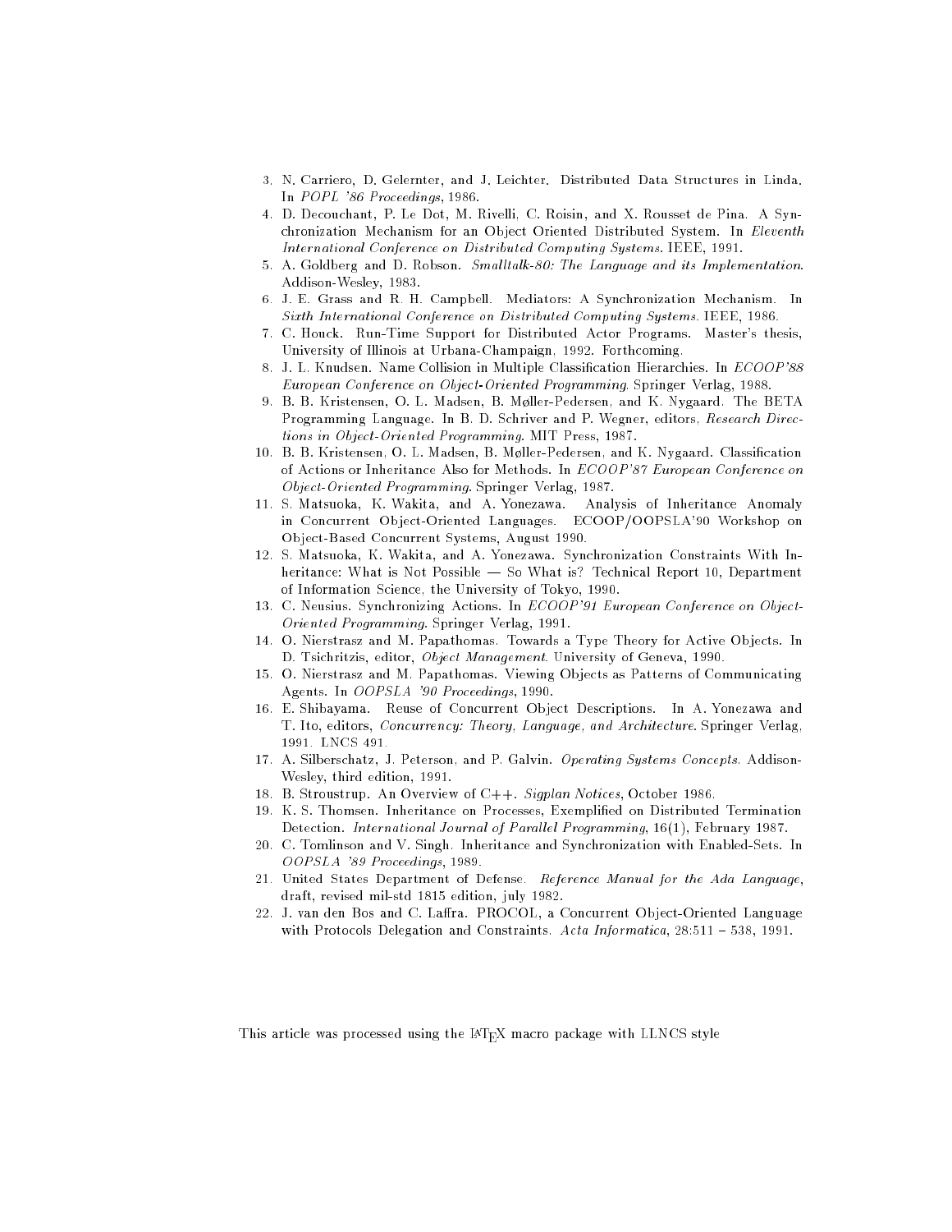3. N. Carriero, D. Gelernter, and J. Leichter. Distributed Data Structures in Linda. In *POPL '86 Proceedings*, 1986.
4. D. Decouchant, P. Le Dot, M. Rivelli, C. Roisin, and X. Rousset de Pina. A Synchronization Mechanism for an Object Oriented Distributed System. In *Eleventh International Conference on Distributed Computing Systems*. IEEE, 1991.
5. A. Goldberg and D. Robson. *Smalltalk-80: The Language and its Implementation*. Addison-Wesley, 1983.
6. J. E. Grass and R. H. Campbell. Mediators: A Synchronization Mechanism. In *Sixth International Conference on Distributed Computing Systems*. IEEE, 1986.
7. C. Houck. Run-Time Support for Distributed Actor Programs. Master's thesis, University of Illinois at Urbana-Champaign, 1992. Forthcoming.
8. J. L. Knudsen. Name Collision in Multiple Classification Hierarchies. In *ECOOP'88 European Conference on Object-Oriented Programming*. Springer Verlag, 1988.
9. B. B. Kristensen, O. L. Madsen, B. Møller-Pedersen, and K. Nygaard. The BETA Programming Language. In B. D. Schriver and P. Wegner, editors, *Research Directions in Object-Oriented Programming*. MIT Press, 1987.
10. B. B. Kristensen, O. L. Madsen, B. Møller-Pedersen, and K. Nygaard. Classification of Actions or Inheritance Also for Methods. In *ECOOP'87 European Conference on Object-Oriented Programming*. Springer Verlag, 1987.
11. S. Matsuoka, K. Wakita, and A. Yonezawa. Analysis of Inheritance Anomaly in Concurrent Object-Oriented Languages. ECOOP/OOPSLA'90 Workshop on Object-Based Concurrent Systems, August 1990.
12. S. Matsuoka, K. Wakita, and A. Yonezawa. Synchronization Constraints With Inheritance: What is Not Possible — So What is? Technical Report 10, Department of Information Science, the University of Tokyo, 1990.
13. C. Neusius. Synchronizing Actions. In *ECOOP'91 European Conference on Object-Oriented Programming*. Springer Verlag, 1991.
14. O. Nierstrasz and M. Papathomas. Towards a Type Theory for Active Objects. In D. Tsichritzis, editor, *Object Management*. University of Geneva, 1990.
15. O. Nierstrasz and M. Papathomas. Viewing Objects as Patterns of Communicating Agents. In *OOPSLA '90 Proceedings*, 1990.
16. E. Shibayama. Reuse of Concurrent Object Descriptions. In A. Yonezawa and T. Ito, editors, *Concurrency: Theory, Language, and Architecture*. Springer Verlag, 1991. LNCS 491.
17. A. Silberschatz, J. Peterson, and P. Galvin. *Operating Systems Concepts*. Addison-Wesley, third edition, 1991.
18. B. Stroustrup. An Overview of C++. *Sigplan Notices*, October 1986.
19. K. S. Thomsen. Inheritance on Processes, Exemplified on Distributed Termination Detection. *International Journal of Parallel Programming*, 16(1), February 1987.
20. C. Tomlinson and V. Singh. Inheritance and Synchronization with Enabled-Sets. In *OOPSLA '89 Proceedings*, 1989.
21. United States Department of Defense. *Reference Manual for the Ada Language*, draft, revised mil-std 1815 edition, july 1982.
22. J. van den Bos and C. Laffra. PROCOL, a Concurrent Object-Oriented Language with Protocols Delegation and Constraints. *Acta Informatica*, 28:511 – 538, 1991.

This article was processed using the LaTeX macro package with LLNCS style